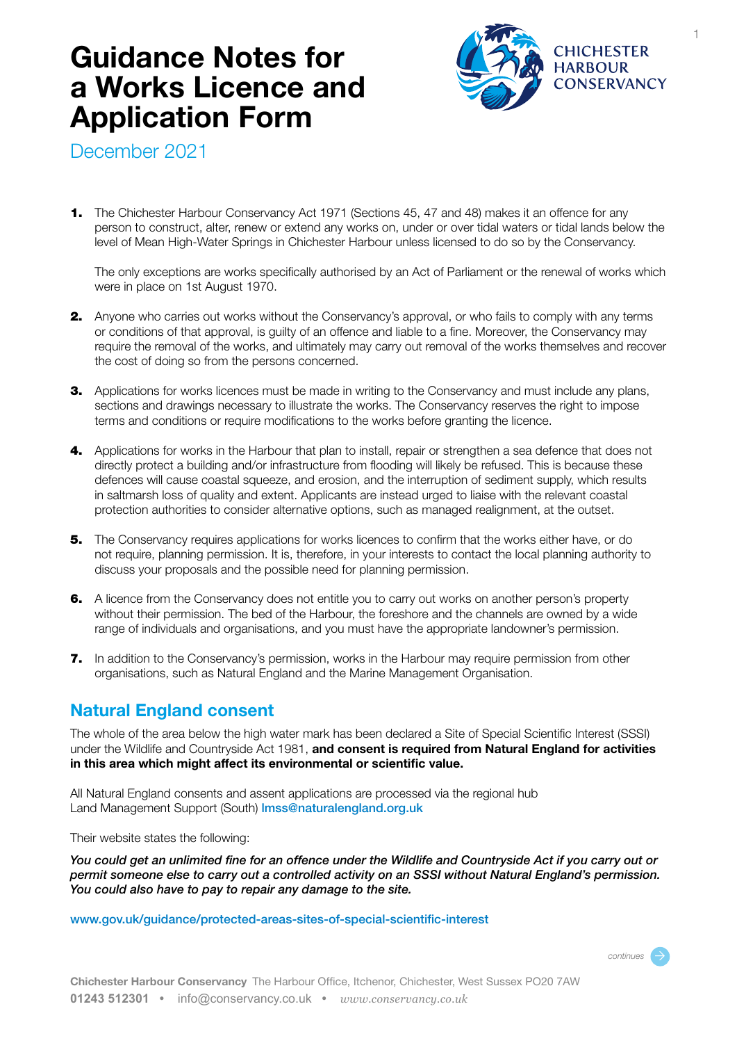# Guidance Notes for a Works Licence and Application Form

December 2021

1. The Chichester Harbour Conservancy Act 1971 (Sections 45, 47 and 48) makes it an offence for any person to construct, alter, renew or extend any works on, under or over tidal waters or tidal lands below the level of Mean High-Water Springs in Chichester Harbour unless licensed to do so by the Conservancy.

   The only exceptions are works specifically authorised by an Act of Parliament or the renewal of works which were in place on 1st August 1970.

2. Anyone who carries out works without the Conservancy's approval, or who fails to comply with any terms or conditions of that approval, is guilty of an offence and liable to a fine. Moreover, the Conservancy may require the removal of the works, and ultimately may carry out removal of the works themselves and recover the cost of doing so from the persons concerned.

3. Applications for works licences must be made in writing to the Conservancy and must include any plans, sections and drawings necessary to illustrate the works. The Conservancy reserves the right to impose terms and conditions or require modifications to the works before granting the licence.

4. Applications for works in the Harbour that plan to install, repair or strengthen a sea defence that does not directly protect a building and/or infrastructure from flooding will likely be refused. This is because these defences will cause coastal squeeze, and erosion, and the interruption of sediment supply, which results in saltmarsh loss of quality and extent. Applicants are instead urged to liaise with the relevant coastal protection authorities to consider alternative options, such as managed realignment, at the outset.

5. The Conservancy requires applications for works licences to confirm that the works either have, or do not require, planning permission. It is, therefore, in your interests to contact the local planning authority to discuss your proposals and the possible need for planning permission.

6. A licence from the Conservancy does not entitle you to carry out works on another person's property without their permission. The bed of the Harbour, the foreshore and the channels are owned by a wide range of individuals and organisations, and you must have the appropriate landowner's permission.

7. In addition to the Conservancy's permission, works in the Harbour may require permission from other organisations, such as Natural England and the Marine Management Organisation.

## Natural England consent

The whole of the area below the high water mark has been declared a Site of Special Scientific Interest (SSSI) under the Wildlife and Countryside Act 1981, **and consent is required from Natural England for activities in this area which might affect its environmental or scientific value.**

All Natural England consents and assent applications are processed via the regional hub Land Management Support (South) lmss@naturalengland.org.uk

Their website states the following:

***You could get an unlimited fine for an offence under the Wildlife and Countryside Act if you carry out or permit someone else to carry out a controlled activity on an SSSI without Natural England's permission. You could also have to pay to repair any damage to the site.***

www.gov.uk/guidance/protected-areas-sites-of-special-scientific-interest

continues

**Chichester Harbour Conservancy** The Harbour Office, Itchenor, Chichester, West Sussex PO20 7AW
**01243 512301** • info@conservancy.co.uk • *www.conservancy.co.uk*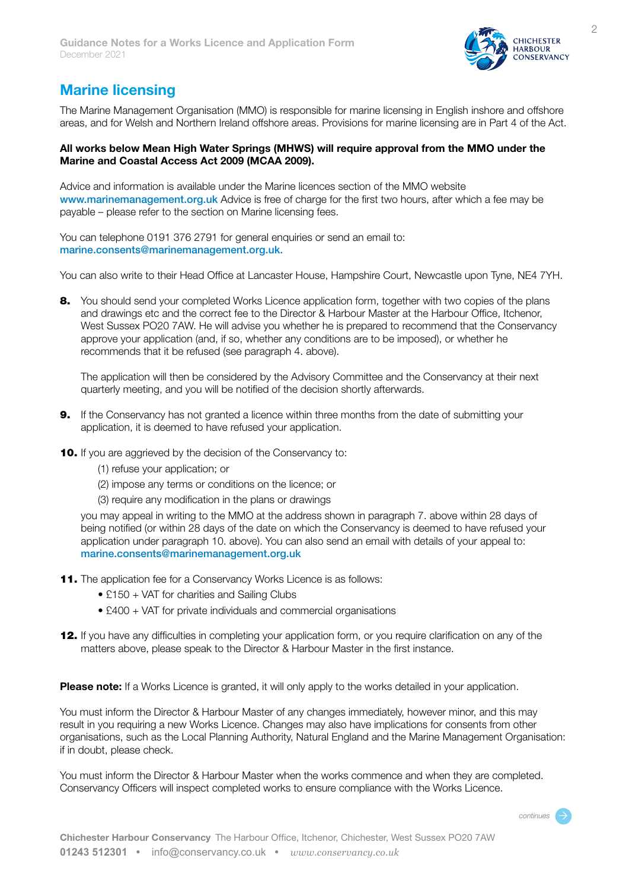## Marine licensing

The Marine Management Organisation (MMO) is responsible for marine licensing in English inshore and offshore areas, and for Welsh and Northern Ireland offshore areas. Provisions for marine licensing are in Part 4 of the Act.

**All works below Mean High Water Springs (MHWS) will require approval from the MMO under the Marine and Coastal Access Act 2009 (MCAA 2009).**

Advice and information is available under the Marine licences section of the MMO website www.marinemanagement.org.uk Advice is free of charge for the first two hours, after which a fee may be payable – please refer to the section on Marine licensing fees.

You can telephone 0191 376 2791 for general enquiries or send an email to: marine.consents@marinemanagement.org.uk.

You can also write to their Head Office at Lancaster House, Hampshire Court, Newcastle upon Tyne, NE4 7YH.

**8.** You should send your completed Works Licence application form, together with two copies of the plans and drawings etc and the correct fee to the Director & Harbour Master at the Harbour Office, Itchenor, West Sussex PO20 7AW. He will advise you whether he is prepared to recommend that the Conservancy approve your application (and, if so, whether any conditions are to be imposed), or whether he recommends that it be refused (see paragraph 4. above).

The application will then be considered by the Advisory Committee and the Conservancy at their next quarterly meeting, and you will be notified of the decision shortly afterwards.

**9.** If the Conservancy has not granted a licence within three months from the date of submitting your application, it is deemed to have refused your application.

**10.** If you are aggrieved by the decision of the Conservancy to:

(1) refuse your application; or

(2) impose any terms or conditions on the licence; or

(3) require any modification in the plans or drawings

you may appeal in writing to the MMO at the address shown in paragraph 7. above within 28 days of being notified (or within 28 days of the date on which the Conservancy is deemed to have refused your application under paragraph 10. above). You can also send an email with details of your appeal to: marine.consents@marinemanagement.org.uk

**11.** The application fee for a Conservancy Works Licence is as follows:

- £150 + VAT for charities and Sailing Clubs
- £400 + VAT for private individuals and commercial organisations

**12.** If you have any difficulties in completing your application form, or you require clarification on any of the matters above, please speak to the Director & Harbour Master in the first instance.

**Please note:** If a Works Licence is granted, it will only apply to the works detailed in your application.

You must inform the Director & Harbour Master of any changes immediately, however minor, and this may result in you requiring a new Works Licence. Changes may also have implications for consents from other organisations, such as the Local Planning Authority, Natural England and the Marine Management Organisation: if in doubt, please check.

You must inform the Director & Harbour Master when the works commence and when they are completed. Conservancy Officers will inspect completed works to ensure compliance with the Works Licence.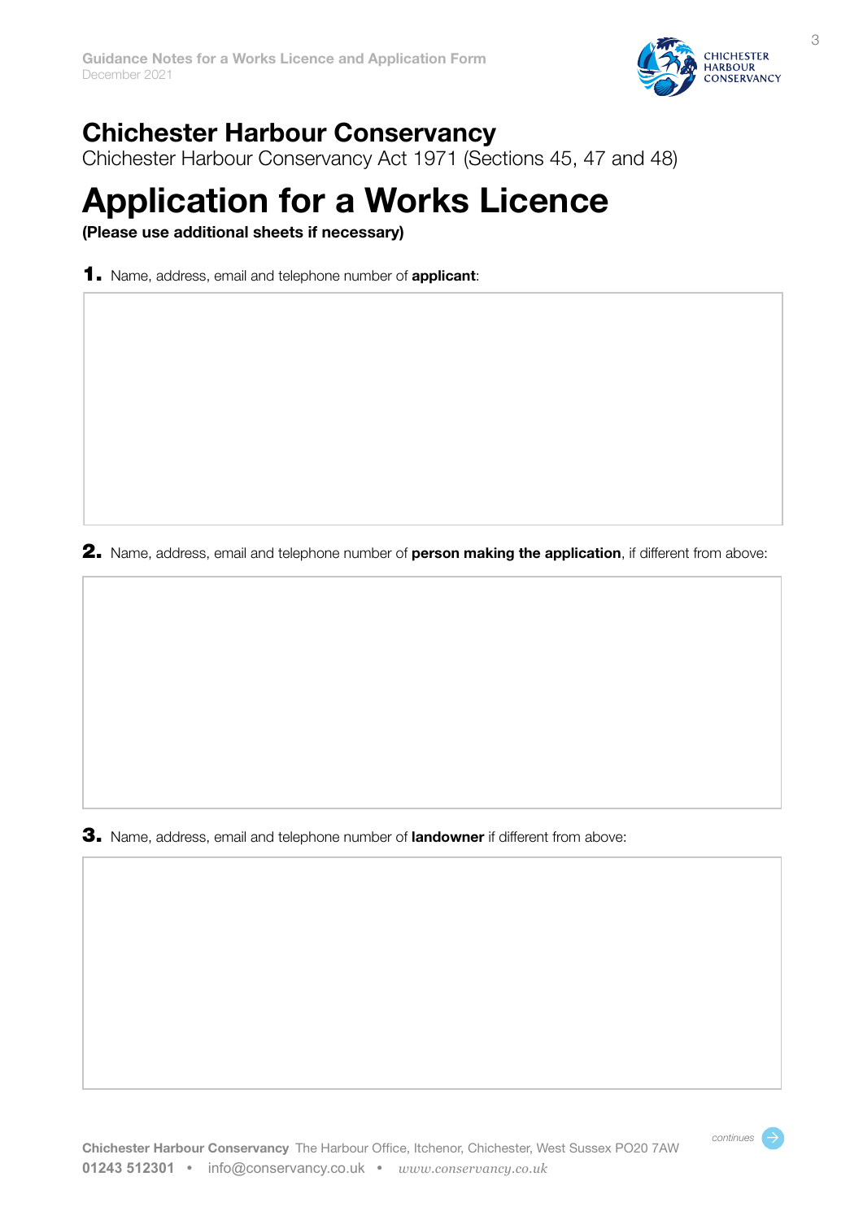# Chichester Harbour Conservancy

Chichester Harbour Conservancy Act 1971 (Sections 45, 47 and 48)

# Application for a Works Licence

**(Please use additional sheets if necessary)**

**1.** Name, address, email and telephone number of **applicant**:

**2.** Name, address, email and telephone number of **person making the application**, if different from above:

**3.** Name, address, email and telephone number of **landowner** if different from above:

*continues*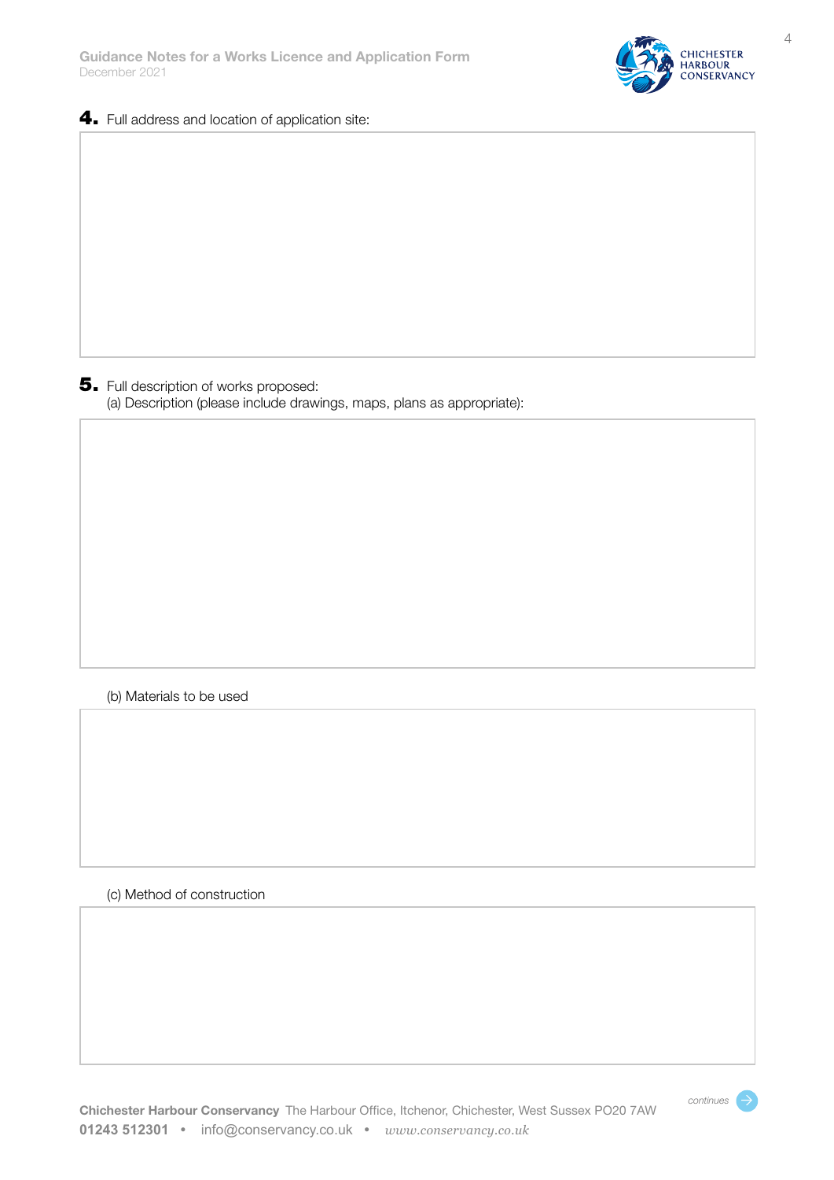**4.** Full address and location of application site:

**5.** Full description of works proposed:

(a) Description (please include drawings, maps, plans as appropriate):

(b) Materials to be used

(c) Method of construction

*continues*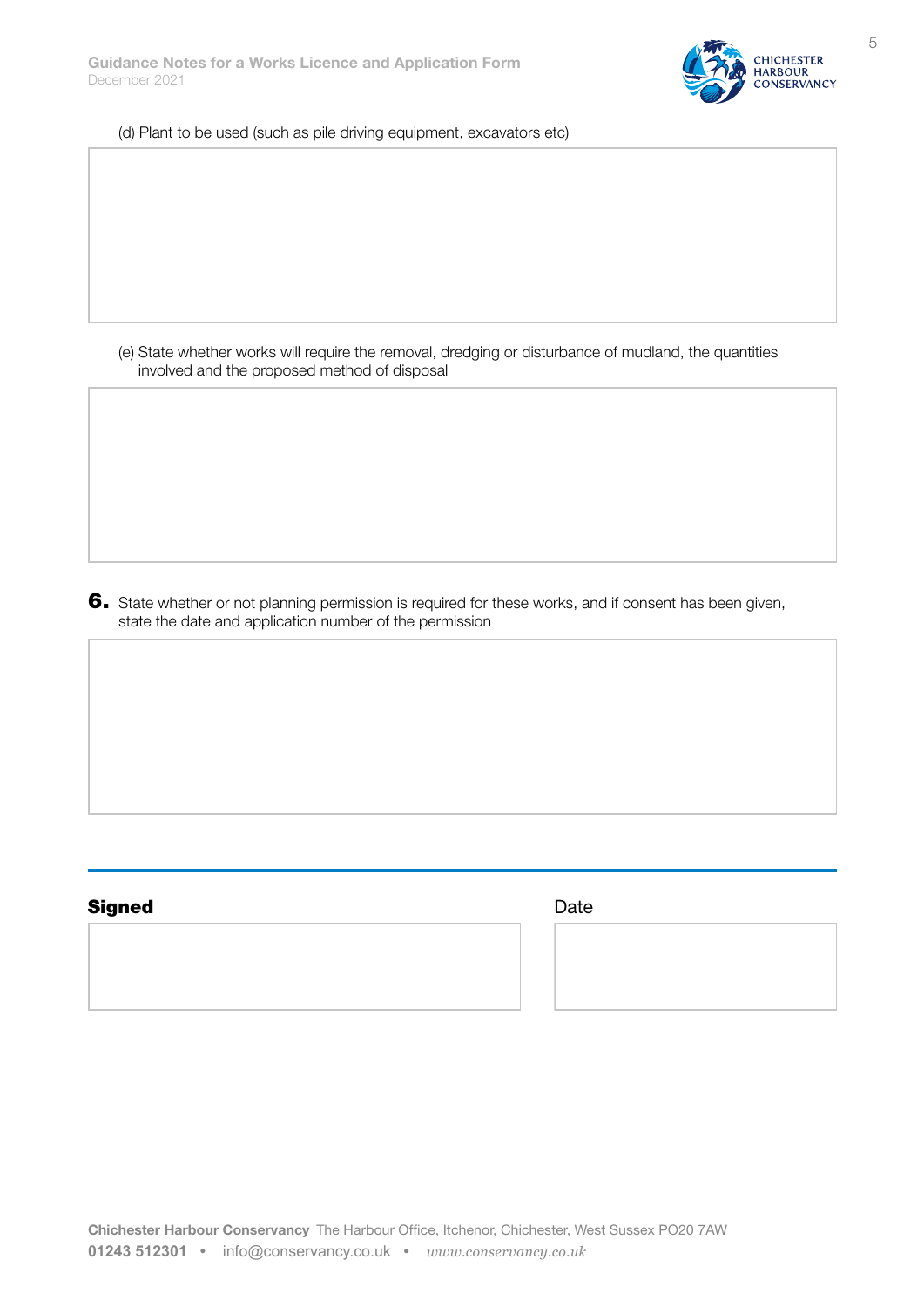(d) Plant to be used (such as pile driving equipment, excavators etc)

(e) State whether works will require the removal, dredging or disturbance of mudland, the quantities involved and the proposed method of disposal

**6.** State whether or not planning permission is required for these works, and if consent has been given, state the date and application number of the permission

---

**Signed**

Date

**Chichester Harbour Conservancy** The Harbour Office, Itchenor, Chichester, West Sussex PO20 7AW
**01243 512301** • info@conservancy.co.uk • *www.conservancy.co.uk*